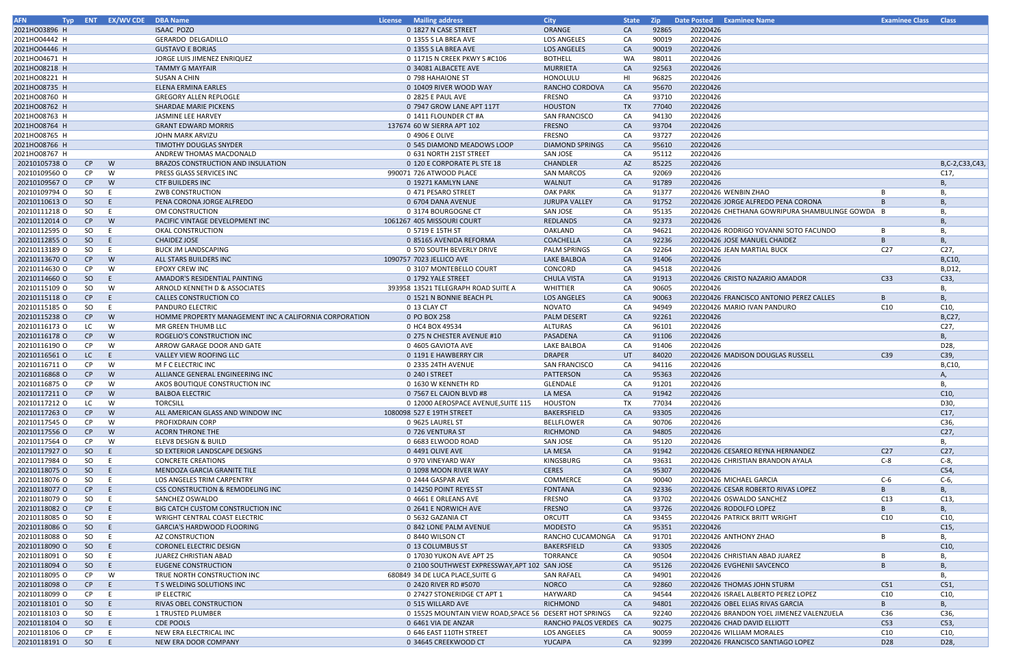| AFN | Typ | ENT | EX/WV CDE | DBA Name | License | Mailing address | City | State | Zip | Date Posted | Examinee Name | Examinee Class | Class |
|---|---|---|---|---|---|---|---|---|---|---|---|---|---|
| 2021H03896 | H | | | ISAAC POZO | 0 | 1827 N CASE STREET | ORANGE | CA | 92865 | 20220426 | | | |
| 2021H04442 | H | | | GERARDO DELGADILLO | 0 | 1355 S LA BREA AVE | LOS ANGELES | CA | 90019 | 20220426 | | | |
| 2021H04446 | H | | | GUSTAVO E BORJAS | 0 | 1355 S LA BREA AVE | LOS ANGELES | CA | 90019 | 20220426 | | | |
| 2021H04671 | H | | | JORGE LUIS JIMENEZ ENRIQUEZ | 0 | 11715 N CREEK PKWY S #C106 | BOTHELL | WA | 98011 | 20220426 | | | |
| 2021H08218 | H | | | TAMMY G MAYFAIR | 0 | 34081 ALBACETE AVE | MURRIETA | CA | 92563 | 20220426 | | | |
| 2021H08221 | H | | | SUSAN A CHIN | 0 | 798 HAHAIONE ST | HONOLULU | HI | 96825 | 20220426 | | | |
| 2021H08735 | H | | | ELENA ERMINA EARLES | 0 | 10409 RIVER WOOD WAY | RANCHO CORDOVA | CA | 95670 | 20220426 | | | |
| 2021H08760 | H | | | GREGORY ALLEN REPLOGLE | 0 | 2825 E PAUL AVE | FRESNO | CA | 93710 | 20220426 | | | |
| 2021H08762 | H | | | SHARDAE MARIE PICKENS | 0 | 7947 GROW LANE APT 117T | HOUSTON | TX | 77040 | 20220426 | | | |
| 2021H08763 | H | | | JASMINE LEE HARVEY | 0 | 1411 FLOUNDER CT #A | SAN FRANCISCO | CA | 94130 | 20220426 | | | |
| 2021H08764 | H | | | GRANT EDWARD MORRIS | 137674 | 60 W SIERRA APT 102 | FRESNO | CA | 93704 | 20220426 | | | |
| 2021H08765 | H | | | JOHN MARK ARVIZU | 0 | 4906 E OLIVE | FRESNO | CA | 93727 | 20220426 | | | |
| 2021H08766 | H | | | TIMOTHY DOUGLAS SNYDER | 0 | 545 DIAMOND MEADOWS LOOP | DIAMOND SPRINGS | CA | 95610 | 20220426 | | | |
| 2021H08767 | H | | | ANDREW THOMAS MACDONALD | 0 | 631 NORTH 21ST STREET | SAN JOSE | CA | 95112 | 20220426 | | | |
| 20210105738 | O | CP | W | BRAZOS CONSTRUCTION AND INSULATION | 0 | 120 E CORPORATE PL STE 18 | CHANDLER | AZ | 85225 | 20220426 | | | B,C-2,C33,C43, |
| 20210109560 | O | CP | W | PRESS GLASS SERVICES INC | 990071 | 726 ATWOOD PLACE | SAN MARCOS | CA | 92069 | 20220426 | | | C17, |
| 20210109567 | O | CP | W | CTF BUILDERS INC | 0 | 19271 KAMLYN LANE | WALNUT | CA | 91789 | 20220426 | | | B, |
| 20210109794 | O | SO | E | ZWB CONSTRUCTION | 0 | 471 PESARO STREET | OAK PARK | CA | 91377 | 20220426 | WENBIN ZHAO | B | B, |
| 20210110613 | O | SO | E | PENA CORONA JORGE ALFREDO | 0 | 6704 DANA AVENUE | JURUPA VALLEY | CA | 91752 | 20220426 | JORGE ALFREDO PENA CORONA | B | B, |
| 20210111218 | O | SO | E | OM CONSTRUCTION | 0 | 3174 BOURGOGNE CT | SAN JOSE | CA | 95135 | 20220426 | CHETHANA GOWRIPURA SHAMBULINGE GOWDA | B | B, |
| 20210112014 | O | CP | W | PACIFIC VINTAGE DEVELOPMENT INC | 1061267 | 405 MISSOURI COURT | REDLANDS | CA | 92373 | 20220426 | | | B, |
| 20210112595 | O | SO | E | OKAL CONSTRUCTION | 0 | 5719 E 15TH ST | OAKLAND | CA | 94621 | 20220426 | RODRIGO YOVANNI SOTO FACUNDO | B | B, |
| 20210112855 | O | SO | E | CHAIDEZ JOSE | 0 | 85165 AVENIDA REFORMA | COACHELLA | CA | 92236 | 20220426 | JOSE MANUEL CHAIDEZ | B | B, |
| 20210113189 | O | SO | E | BUCK JM LANDSCAPING | 0 | 570 SOUTH BEVERLY DRIVE | PALM SPRINGS | CA | 92264 | 20220426 | JEAN MARTIAL BUCK | C27 | C27, |
| 20210113670 | O | CP | W | ALL STARS BUILDERS INC | 1090757 | 7023 JELLICO AVE | LAKE BALBOA | CA | 91406 | 20220426 | | | B,C10, |
| 20210114630 | O | CP | W | EPOXY CREW INC | 0 | 3107 MONTEBELLO COURT | CONCORD | CA | 94518 | 20220426 | | | B,D12, |
| 20210114660 | O | SO | E | AMADOR'S RESIDENTIAL PAINTING | 0 | 1792 YALE STREET | CHULA VISTA | CA | 91913 | 20220426 | CRISTO NAZARIO AMADOR | C33 | C33, |
| 20210115109 | O | SO | W | ARNOLD KENNETH D & ASSOCIATES | 393958 | 13521 TELEGRAPH ROAD SUITE A | WHITTIER | CA | 90605 | 20220426 | | | B, |
| 20210115118 | O | CP | E | CALLES CONSTRUCTION CO | 0 | 1521 N BONNIE BEACH PL | LOS ANGELES | CA | 90063 | 20220426 | FRANCISCO ANTONIO PEREZ CALLES | B | B, |
| 20210115185 | O | SO | E | PANDURO ELECTRIC | 0 | 13 CLAY CT | NOVATO | CA | 94949 | 20220426 | MARIO IVAN PANDURO | C10 | C10, |
| 20210115238 | O | CP | W | HOMME PROPERTY MANAGEMENT INC A CALIFORNIA CORPORATION | 0 | PO BOX 258 | PALM DESERT | CA | 92261 | 20220426 | | | B,C27, |
| 20210116173 | O | LC | W | MR GREEN THUMB LLC | 0 | HC4 BOX 49534 | ALTURAS | CA | 96101 | 20220426 | | | C27, |
| 20210116178 | O | CP | W | ROGELIO'S CONSTRUCTION INC | 0 | 275 N CHESTER AVENUE #10 | PASADENA | CA | 91106 | 20220426 | | | B, |
| 20210116190 | O | CP | W | ARROW GARAGE DOOR AND GATE | 0 | 4605 GAVIOTA AVE | LAKE BALBOA | CA | 91406 | 20220426 | | | D28, |
| 20210116561 | O | LC | E | VALLEY VIEW ROOFING LLC | 0 | 1191 E HAWBERRY CIR | DRAPER | UT | 84020 | 20220426 | MADISON DOUGLAS RUSSELL | C39 | C39, |
| 20210116711 | O | CP | W | M F C ELECTRIC INC | 0 | 2335 24TH AVENUE | SAN FRANCISCO | CA | 94116 | 20220426 | | | B,C10, |
| 20210116868 | O | CP | W | ALLIANCE GENERAL ENGINEERING INC | 0 | 240 I STREET | PATTERSON | CA | 95363 | 20220426 | | | A, |
| 20210116875 | O | CP | W | AKOS BOUTIQUE CONSTRUCTION INC | 0 | 1630 W KENNETH RD | GLENDALE | CA | 91201 | 20220426 | | | B, |
| 20210117211 | O | CP | W | BALBOA ELECTRIC | 0 | 7567 EL CAJON BLVD #8 | LA MESA | CA | 91942 | 20220426 | | | C10, |
| 20210117212 | O | LC | W | TORCSILL | 0 | 12000 AEROSPACE AVENUE,SUITE 115 | HOUSTON | TX | 77034 | 20220426 | | | D30, |
| 20210117263 | O | CP | W | ALL AMERICAN GLASS AND WINDOW INC | 1080098 | 527 E 19TH STREET | BAKERSFIELD | CA | 93305 | 20220426 | | | C17, |
| 20210117545 | O | CP | W | PROFIXDRAIN CORP | 0 | 9625 LAUREL ST | BELLFLOWER | CA | 90706 | 20220426 | | | C36, |
| 20210117556 | O | CP | W | ACORN THRONE THE | 0 | 726 VENTURA ST | RICHMOND | CA | 94805 | 20220426 | | | C27, |
| 20210117564 | O | CP | W | ELEV8 DESIGN & BUILD | 0 | 6683 ELWOOD ROAD | SAN JOSE | CA | 95120 | 20220426 | | | B, |
| 20210117927 | O | SO | E | SD EXTERIOR LANDSCAPE DESIGNS | 0 | 4491 OLIVE AVE | LA MESA | CA | 91942 | 20220426 | CESAREO REYNA HERNANDEZ | C27 | C27, |
| 20210117984 | O | SO | E | CONCRETE CREATIONS | 0 | 970 VINEYARD WAY | KINGSBURG | CA | 93631 | 20220426 | CHRISTIAN BRANDON AYALA | C-8 | C-8, |
| 20210118075 | O | SO | E | MENDOZA GARCIA GRANITE TILE | 0 | 1098 MOON RIVER WAY | CERES | CA | 95307 | 20220426 | | | C54, |
| 20210118076 | O | SO | E | LOS ANGELES TRIM CARPENTRY | 0 | 2444 GASPAR AVE | COMMERCE | CA | 90040 | 20220426 | MICHAEL GARCIA | C-6 | C-6, |
| 20210118077 | O | CP | E | CSS CONSTRUCTION & REMODELING INC | 0 | 14250 POINT REYES ST | FONTANA | CA | 92336 | 20220426 | CESAR ROBERTO RIVAS LOPEZ | B | B, |
| 20210118079 | O | SO | E | SANCHEZ OSWALDO | 0 | 4661 E ORLEANS AVE | FRESNO | CA | 93702 | 20220426 | OSWALDO SANCHEZ | C13 | C13, |
| 20210118082 | O | CP | E | BIG CATCH CUSTOM CONSTRUCTION INC | 0 | 2641 E NORWICH AVE | FRESNO | CA | 93726 | 20220426 | RODOLFO LOPEZ | B | B, |
| 20210118085 | O | SO | E | WRIGHT CENTRAL COAST ELECTRIC | 0 | 5632 GAZANIA CT | ORCUTT | CA | 93455 | 20220426 | PATRICK BRITT WRIGHT | C10 | C10, |
| 20210118086 | O | SO | E | GARCIA'S HARDWOOD FLOORING | 0 | 842 LONE PALM AVENUE | MODESTO | CA | 95351 | 20220426 | | | C15, |
| 20210118088 | O | SO | E | AZ CONSTRUCTION | 0 | 8440 WILSON CT | RANCHO CUCAMONGA | CA | 91701 | 20220426 | ANTHONY ZHAO | B | B, |
| 20210118090 | O | SO | E | CORONEL ELECTRIC DESIGN | 0 | 13 COLUMBUS ST | BAKERSFIELD | CA | 93305 | 20220426 | | | C10, |
| 20210118091 | O | SO | E | JUAREZ CHRISTIAN ABAD | 0 | 17030 YUKON AVE APT 25 | TORRANCE | CA | 90504 | 20220426 | CHRISTIAN ABAD JUAREZ | B | B, |
| 20210118094 | O | SO | E | EUGENE CONSTRUCTION | 0 | 2100 SOUTHWEST EXPRESSWAY,APT 102 | SAN JOSE | CA | 95126 | 20220426 | EVGHENII SAVCENCO | B | B, |
| 20210118095 | O | CP | W | TRUE NORTH CONSTRUCTION INC | 680849 | 34 DE LUCA PLACE,SUITE G | SAN RAFAEL | CA | 94901 | 20220426 | | | B, |
| 20210118098 | O | CP | E | T S WELDING SOLUTIONS INC | 0 | 2420 RIVER RD #5070 | NORCO | CA | 92860 | 20220426 | THOMAS JOHN STURM | C51 | C51, |
| 20210118099 | O | CP | E | IP ELECTRIC | 0 | 27427 STONEBRIDGE CT APT 1 | HAYWARD | CA | 94544 | 20220426 | ISRAEL ALBERTO PEREZ LOPEZ | C10 | C10, |
| 20210118101 | O | SO | E | RIVAS OBEL CONSTRUCTION | 0 | 515 WILLARD AVE | RICHMOND | CA | 94801 | 20220426 | OBEL ELIAS RIVAS GARCIA | B | B, |
| 20210118103 | O | SO | E | 1 TRUSTED PLUMBER | 0 | 15525 MOUNTAIN VIEW ROAD,SPACE 56 | DESERT HOT SPRINGS | CA | 92240 | 20220426 | BRANDON YOEL JIMENEZ VALENZUELA | C36 | C36, |
| 20210118104 | O | SO | E | CDE POOLS | 0 | 6461 VIA DE ANZAR | RANCHO PALOS VERDES | CA | 90275 | 20220426 | CHAD DAVID ELLIOTT | C53 | C53, |
| 20210118106 | O | CP | E | NEW ERA ELECTRICAL INC | 0 | 646 EAST 110TH STREET | LOS ANGELES | CA | 90059 | 20220426 | WILLIAM MORALES | C10 | C10, |
| 20210118191 | O | SO | E | NEW ERA DOOR COMPANY | 0 | 34645 CREEKWOOD CT | YUCAIPA | CA | 92399 | 20220426 | FRANCISCO SANTIAGO LOPEZ | D28 | D28, |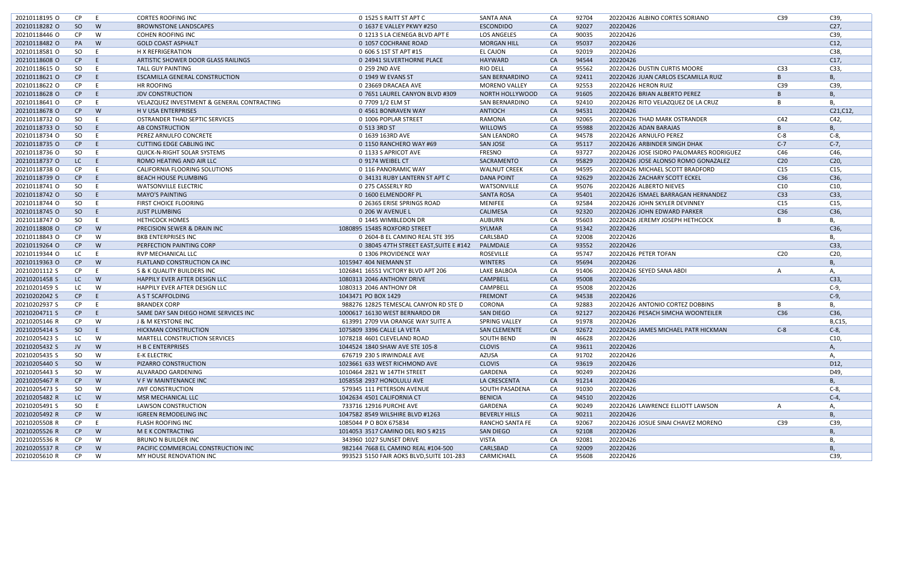| | | | | | | | | | | | | |
|---|---|---|---|---|---|---|---|---|---|---|---|---|
| 20210118195 O | CP | E | CORTES ROOFING INC | 0 | 1525 S RAITT ST APT C | SANTA ANA | CA | 92704 | 20220426 | ALBINO CORTES SORIANO | C39 | C39, |
| 20210118282 O | SO | W | BROWNSTONE LANDSCAPES | 0 | 1637 E VALLEY PKWY #250 | ESCONDIDO | CA | 92027 | 20220426 | | | C27, |
| 20210118446 O | CP | W | COHEN ROOFING INC | 0 | 1213 S LA CIENEGA BLVD APT E | LOS ANGELES | CA | 90035 | 20220426 | | | C39, |
| 20210118482 O | PA | W | GOLD COAST ASPHALT | 0 | 1057 COCHRANE ROAD | MORGAN HILL | CA | 95037 | 20220426 | | | C12, |
| 20210118581 O | SO | E | H X REFRIGERATION | 0 | 606 S 1ST ST APT #15 | EL CAJON | CA | 92019 | 20220426 | | | C38, |
| 20210118608 O | CP | E | ARTISTIC SHOWER DOOR GLASS RAILINGS | 0 | 24941 SILVERTHORNE PLACE | HAYWARD | CA | 94544 | 20220426 | | | C17, |
| 20210118615 O | SO | E | TALL GUY PAINTING | 0 | 259 2ND AVE | RIO DELL | CA | 95562 | 20220426 | DUSTIN CURTIS MOORE | C33 | C33, |
| 20210118621 O | CP | E | ESCAMILLA GENERAL CONSTRUCTION | 0 | 1949 W EVANS ST | SAN BERNARDINO | CA | 92411 | 20220426 | JUAN CARLOS ESCAMILLA RUIZ | B | B, |
| 20210118622 O | CP | E | HR ROOFING | 0 | 23669 DRACAEA AVE | MORENO VALLEY | CA | 92553 | 20220426 | HERON RUIZ | C39 | C39, |
| 20210118628 O | CP | E | JDV CONSTRUCTION | 0 | 7651 LAUREL CANYON BLVD #309 | NORTH HOLLYWOOD | CA | 91605 | 20220426 | BRIAN ALBERTO PEREZ | B | B, |
| 20210118641 O | CP | E | VELAZQUEZ INVESTMENT & GENERAL CONTRACTING | 0 | 7709 1/2 ELM ST | SAN BERNARDINO | CA | 92410 | 20220426 | RITO VELAZQUEZ DE LA CRUZ | B | B, |
| 20210118678 O | CP | W | H V USA ENTERPRISES | 0 | 4561 BONRAVEN WAY | ANTIOCH | CA | 94531 | 20220426 | | | C21,C12, |
| 20210118732 O | SO | E | OSTRANDER THAD SEPTIC SERVICES | 0 | 1006 POPLAR STREET | RAMONA | CA | 92065 | 20220426 | THAD MARK OSTRANDER | C42 | C42, |
| 20210118733 O | SO | E | AB CONSTRUCTION | 0 | 513 3RD ST | WILLOWS | CA | 95988 | 20220426 | ADAN BARAJAS | B | B, |
| 20210118734 O | SO | E | PEREZ ARNULFO CONCRETE | 0 | 1639 163RD AVE | SAN LEANDRO | CA | 94578 | 20220426 | ARNULFO PEREZ | C-8 | C-8, |
| 20210118735 O | CP | E | CUTTING EDGE CABLING INC | 0 | 1150 RANCHERO WAY #69 | SAN JOSE | CA | 95117 | 20220426 | ARBINDER SINGH DHAK | C-7 | C-7, |
| 20210118736 O | SO | E | QUICK-N-RIGHT SOLAR SYSTEMS | 0 | 1133 S APRICOT AVE | FRESNO | CA | 93727 | 20220426 | JOSE ISIDRO PALOMARES RODRIGUEZ | C46 | C46, |
| 20210118737 O | LC | E | ROMO HEATING AND AIR LLC | 0 | 9174 WEIBEL CT | SACRAMENTO | CA | 95829 | 20220426 | JOSE ALONSO ROMO GONZALEZ | C20 | C20, |
| 20210118738 O | CP | E | CALIFORNIA FLOORING SOLUTIONS | 0 | 116 PANORAMIC WAY | WALNUT CREEK | CA | 94595 | 20220426 | MICHAEL SCOTT BRADFORD | C15 | C15, |
| 20210118739 O | CP | E | BEACH HOUSE PLUMBING | 0 | 34131 RUBY LANTERN ST APT C | DANA POINT | CA | 92629 | 20220426 | ZACHARY SCOTT ECKEL | C36 | C36, |
| 20210118741 O | SO | E | WATSONVILLE ELECTRIC | 0 | 275 CASSERLY RD | WATSONVILLE | CA | 95076 | 20220426 | ALBERTO NIEVES | C10 | C10, |
| 20210118742 O | SO | E | MAYO'S PAINTING | 0 | 1600 ELMENDORF PL | SANTA ROSA | CA | 95401 | 20220426 | ISMAEL BARRAGAN HERNANDEZ | C33 | C33, |
| 20210118744 O | SO | E | FIRST CHOICE FLOORING | 0 | 26365 ERISE SPRINGS ROAD | MENIFEE | CA | 92584 | 20220426 | JOHN SKYLER DEVINNEY | C15 | C15, |
| 20210118745 O | SO | E | JUST PLUMBING | 0 | 206 W AVENUE L | CALIMESA | CA | 92320 | 20220426 | JOHN EDWARD PARKER | C36 | C36, |
| 20210118747 O | SO | E | HETHCOCK HOMES | 0 | 1445 WIMBLEDON DR | AUBURN | CA | 95603 | 20220426 | JEREMY JOSEPH HETHCOCK | B | B, |
| 20210118808 O | CP | W | PRECISION SEWER & DRAIN INC | 1080895 | 15485 ROXFORD STREET | SYLMAR | CA | 91342 | 20220426 | | | C36, |
| 20210118843 O | CP | W | BKB ENTERPRISES INC | 0 | 2604-B EL CAMINO REAL STE 395 | CARLSBAD | CA | 92008 | 20220426 | | | B, |
| 20210119264 O | CP | W | PERFECTION PAINTING CORP | 0 | 38045 47TH STREET EAST,SUITE E #142 | PALMDALE | CA | 93552 | 20220426 | | | C33, |
| 20210119344 O | LC | E | RVP MECHANICAL LLC | 0 | 1306 PROVIDENCE WAY | ROSEVILLE | CA | 95747 | 20220426 | PETER TOFAN | C20 | C20, |
| 20210119363 O | CP | W | FLATLAND CONSTRUCTION CA INC | 1015947 | 404 NIEMANN ST | WINTERS | CA | 95694 | 20220426 | | | B, |
| 20210201112 S | CP | E | S & K QUALITY BUILDERS INC | 1026841 | 16551 VICTORY BLVD APT 206 | LAKE BALBOA | CA | 91406 | 20220426 | SEYED SANA ABDI | A | A, |
| 20210201458 S | LC | W | HAPPILY EVER AFTER DESIGN LLC | 1080313 | 2046 ANTHONY DRIVE | CAMPBELL | CA | 95008 | 20220426 | | | C33, |
| 20210201459 S | LC | W | HAPPILY EVER AFTER DESIGN LLC | 1080313 | 2046 ANTHONY DR | CAMPBELL | CA | 95008 | 20220426 | | | C-9, |
| 20210202042 S | CP | E | A S T SCAFFOLDING | 1043471 | PO BOX 1429 | FREMONT | CA | 94538 | 20220426 | | | C-9, |
| 20210202937 S | CP | E | BRANDEX CORP | 988276 | 12825 TEMESCAL CANYON RD STE D | CORONA | CA | 92883 | 20220426 | ANTONIO CORTEZ DOBBINS | B | B, |
| 20210204711 S | CP | E | SAME DAY SAN DIEGO HOME SERVICES INC | 1000617 | 16130 WEST BERNARDO DR | SAN DIEGO | CA | 92127 | 20220426 | PESACH SIMCHA WOONTEILER | C36 | C36, |
| 20210205146 R | CP | W | J & M KEYSTONE INC | 613991 | 2709 VIA ORANGE WAY SUITE A | SPRING VALLEY | CA | 91978 | 20220426 | | | B,C15, |
| 20210205414 S | SO | E | HICKMAN CONSTRUCTION | 1075809 | 3396 CALLE LA VETA | SAN CLEMENTE | CA | 92672 | 20220426 | JAMES MICHAEL PATR HICKMAN | C-8 | C-8, |
| 20210205423 S | LC | W | MARTELL CONSTRUCTION SERVICES | 1078218 | 4601 CLEVELAND ROAD | SOUTH BEND | IN | 46628 | 20220426 | | | C10, |
| 20210205432 S | JV | W | H B C ENTERPRISES | 1044524 | 1840 SHAW AVE STE 105-8 | CLOVIS | CA | 93611 | 20220426 | | | A, |
| 20210205435 S | SO | W | E-K ELECTRIC | 676719 | 230 S IRWINDALE AVE | AZUSA | CA | 91702 | 20220426 | | | A, |
| 20210205440 S | SO | W | PIZARRO CONSTRUCTION | 1023661 | 633 WEST RICHMOND AVE | CLOVIS | CA | 93619 | 20220426 | | | D12, |
| 20210205443 S | SO | W | ALVARADO GARDENING | 1010464 | 2821 W 147TH STREET | GARDENA | CA | 90249 | 20220426 | | | D49, |
| 20210205467 R | CP | W | V F W MAINTENANCE INC | 1058558 | 2937 HONOLULU AVE | LA CRESCENTA | CA | 91214 | 20220426 | | | B, |
| 20210205473 S | SO | W | JWF CONSTRUCTION | 579345 | 111 PETERSON AVENUE | SOUTH PASADENA | CA | 91030 | 20220426 | | | C-8, |
| 20210205482 R | LC | W | MSR MECHANICAL LLC | 1042634 | 4501 CALIFORNIA CT | BENICIA | CA | 94510 | 20220426 | | | C-4, |
| 20210205491 S | SO | E | LAWSON CONSTRUCTION | 733716 | 12916 PURCHE AVE | GARDENA | CA | 90249 | 20220426 | LAWRENCE ELLIOTT LAWSON | A | A, |
| 20210205492 R | CP | W | IGREEN REMODELING INC | 1047582 | 8549 WILSHIRE BLVD #1263 | BEVERLY HILLS | CA | 90211 | 20220426 | | | B, |
| 20210205508 R | CP | E | FLASH ROOFING INC | 1085044 | P O BOX 675834 | RANCHO SANTA FE | CA | 92067 | 20220426 | JOSUE SINAI CHAVEZ MORENO | C39 | C39, |
| 20210205526 R | CP | W | M E K CONTRACTING | 1014053 | 3517 CAMINO DEL RIO S #215 | SAN DIEGO | CA | 92108 | 20220426 | | | B, |
| 20210205536 R | CP | W | BRUNO N BUILDER INC | 343960 | 1027 SUNSET DRIVE | VISTA | CA | 92081 | 20220426 | | | B, |
| 20210205537 R | CP | W | PACIFIC COMMERCIAL CONSTRUCTION INC | 982144 | 7668 EL CAMINO REAL #104-500 | CARLSBAD | CA | 92009 | 20220426 | | | B, |
| 20210205610 R | CP | W | MY HOUSE RENOVATION INC | 993523 | 5150 FAIR AOKS BLVD,SUITE 101-283 | CARMICHAEL | CA | 95608 | 20220426 | | | C39, |